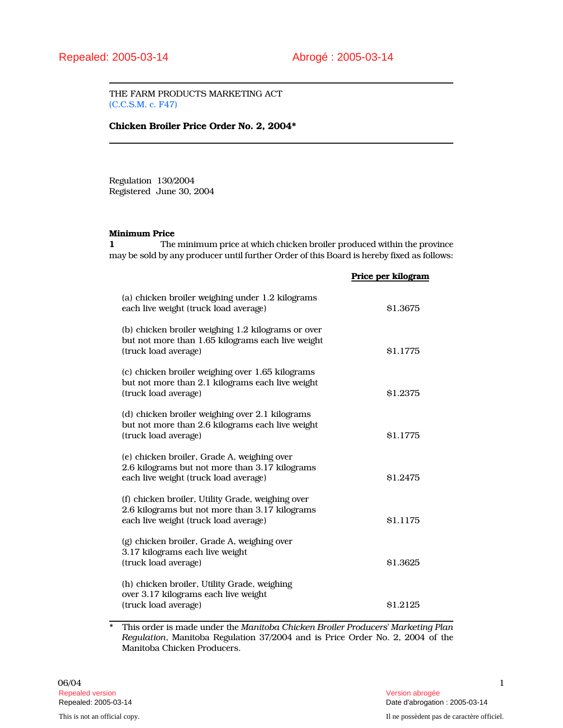Repealed: 2005-03-14 Abrogé : 2005-03-14

THE FARM PRODUCTS MARKETING ACT
(C.C.S.M. c. F47)

**Chicken Broiler Price Order No. 2, 2004***

Regulation 130/2004
Registered June 30, 2004

**Minimum Price**

**1** The minimum price at which chicken broiler produced within the province may be sold by any producer until further Order of this Board is hereby fixed as follows:

| | **Price per kilogram** |
|---|---|
| (a) chicken broiler weighing under 1.2 kilograms each live weight (truck load average) | $1.3675 |
| (b) chicken broiler weighing 1.2 kilograms or over but not more than 1.65 kilograms each live weight (truck load average) | $1.1775 |
| (c) chicken broiler weighing over 1.65 kilograms but not more than 2.1 kilograms each live weight (truck load average) | $1.2375 |
| (d) chicken broiler weighing over 2.1 kilograms but not more than 2.6 kilograms each live weight (truck load average) | $1.1775 |
| (e) chicken broiler, Grade A, weighing over 2.6 kilograms but not more than 3.17 kilograms each live weight (truck load average) | $1.2475 |
| (f) chicken broiler, Utility Grade, weighing over 2.6 kilograms but not more than 3.17 kilograms each live weight (truck load average) | $1.1175 |
| (g) chicken broiler, Grade A, weighing over 3.17 kilograms each live weight (truck load average) | $1.3625 |
| (h) chicken broiler, Utility Grade, weighing over 3.17 kilograms each live weight (truck load average) | $1.2125 |

\* This order is made under the *Manitoba Chicken Broiler Producers' Marketing Plan Regulation*, Manitoba Regulation 37/2004 and is Price Order No. 2, 2004 of the Manitoba Chicken Producers.

06/04

Repealed version
Repealed: 2005-03-14

Version abrogée
Date d'abrogation : 2005-03-14

This is not an official copy.

Il ne possèdent pas de caractère officiel.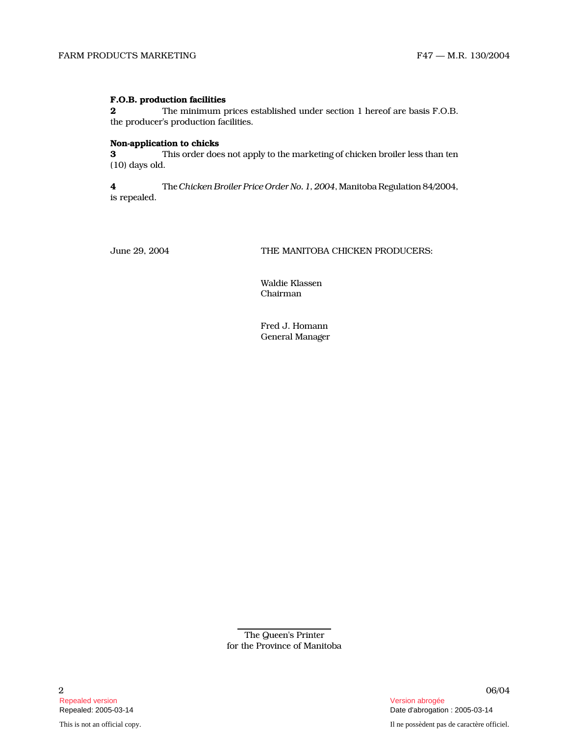**F.O.B. production facilities**

**2** The minimum prices established under section 1 hereof are basis F.O.B. the producer's production facilities.

**Non-application to chicks**

**3** This order does not apply to the marketing of chicken broiler less than ten (10) days old.

**4** The *Chicken Broiler Price Order No. 1, 2004*, Manitoba Regulation 84/2004, is repealed.

June 29, 2004

THE MANITOBA CHICKEN PRODUCERS:

Waldie Klassen
Chairman

Fred J. Homann
General Manager

The Queen's Printer
for the Province of Manitoba

Repealed version
Repealed: 2005-03-14

Version abrogée
Date d'abrogation : 2005-03-14

This is not an official copy.

Il ne possèdent pas de caractère officiel.